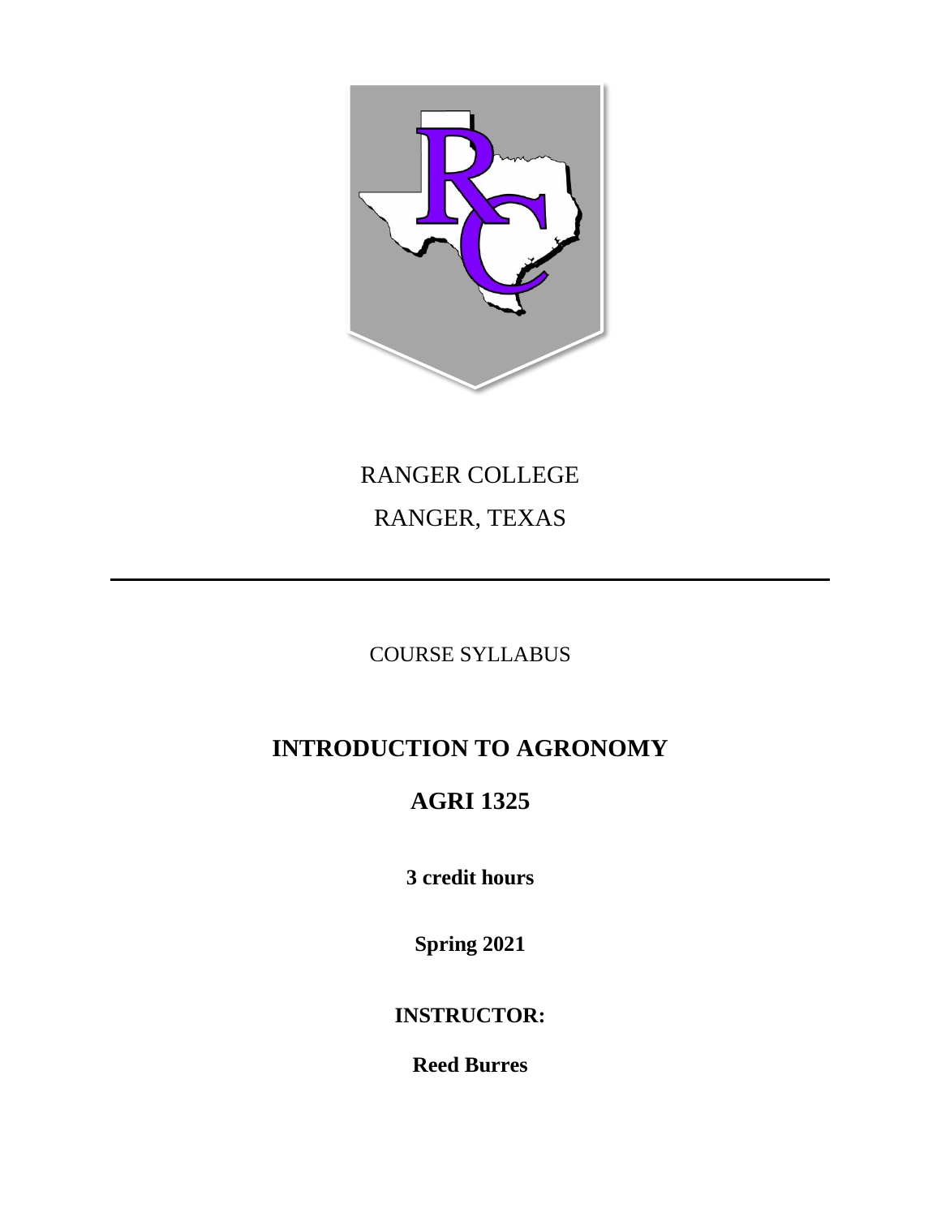RANGER COLLEGE

RANGER, TEXAS

---

COURSE SYLLABUS

# INTRODUCTION TO AGRONOMY

## AGRI 1325

**3 credit hours**

**Spring 2021**

**INSTRUCTOR:**

**Reed Burres**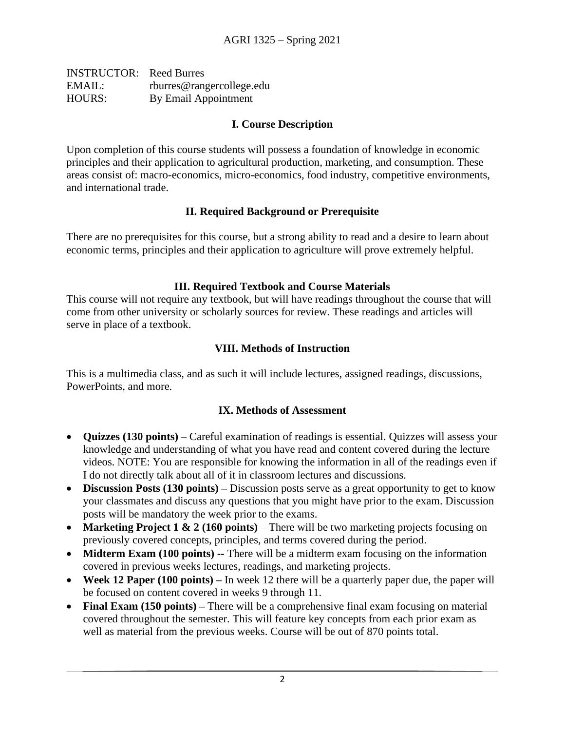INSTRUCTOR: Reed Burres
EMAIL: rburres@rangercollege.edu
HOURS: By Email Appointment

## I. Course Description

Upon completion of this course students will possess a foundation of knowledge in economic principles and their application to agricultural production, marketing, and consumption. These areas consist of: macro-economics, micro-economics, food industry, competitive environments, and international trade.

## II. Required Background or Prerequisite

There are no prerequisites for this course, but a strong ability to read and a desire to learn about economic terms, principles and their application to agriculture will prove extremely helpful.

## III. Required Textbook and Course Materials

This course will not require any textbook, but will have readings throughout the course that will come from other university or scholarly sources for review. These readings and articles will serve in place of a textbook.

## VIII. Methods of Instruction

This is a multimedia class, and as such it will include lectures, assigned readings, discussions, PowerPoints, and more.

## IX. Methods of Assessment

- **Quizzes (130 points)** – Careful examination of readings is essential. Quizzes will assess your knowledge and understanding of what you have read and content covered during the lecture videos. NOTE: You are responsible for knowing the information in all of the readings even if I do not directly talk about all of it in classroom lectures and discussions.
- **Discussion Posts (130 points) –** Discussion posts serve as a great opportunity to get to know your classmates and discuss any questions that you might have prior to the exam. Discussion posts will be mandatory the week prior to the exams.
- **Marketing Project 1 & 2 (160 points)** – There will be two marketing projects focusing on previously covered concepts, principles, and terms covered during the period.
- **Midterm Exam (100 points) --** There will be a midterm exam focusing on the information covered in previous weeks lectures, readings, and marketing projects.
- **Week 12 Paper (100 points) –** In week 12 there will be a quarterly paper due, the paper will be focused on content covered in weeks 9 through 11.
- **Final Exam (150 points) –** There will be a comprehensive final exam focusing on material covered throughout the semester. This will feature key concepts from each prior exam as well as material from the previous weeks. Course will be out of 870 points total.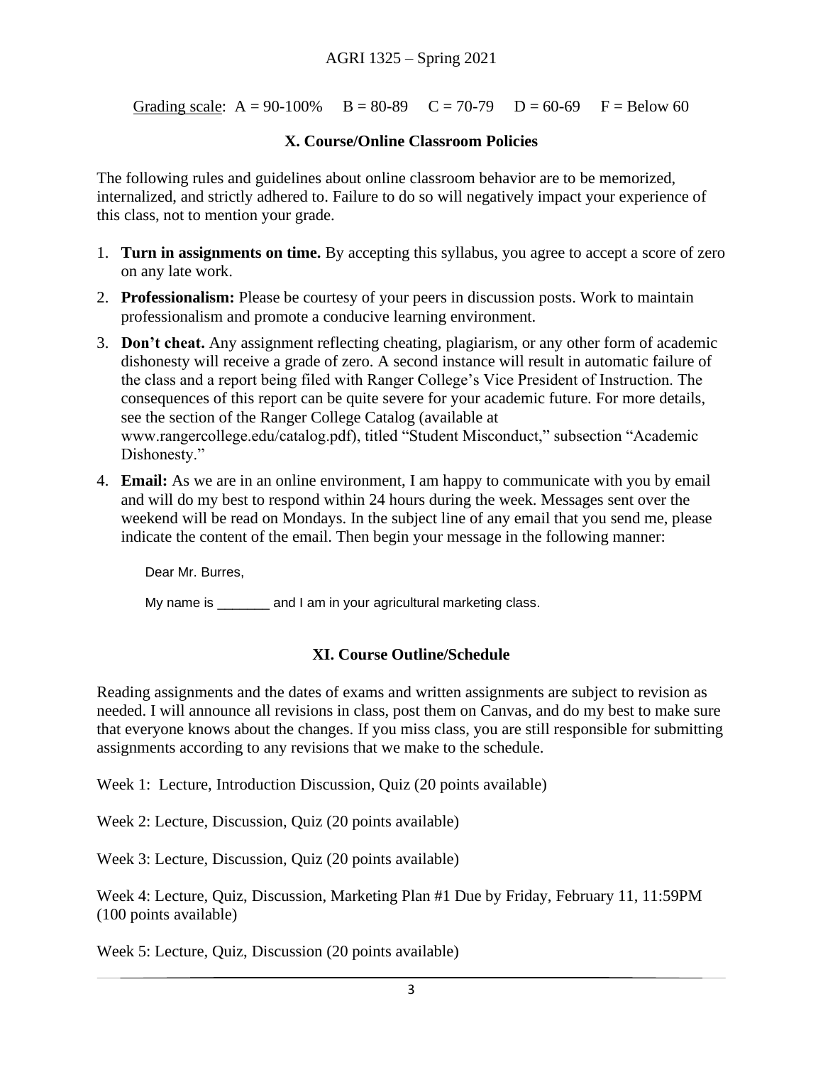Grading scale: A = 90-100% B = 80-89 C = 70-79 D = 60-69 F = Below 60

## X. Course/Online Classroom Policies

The following rules and guidelines about online classroom behavior are to be memorized, internalized, and strictly adhered to. Failure to do so will negatively impact your experience of this class, not to mention your grade.

1. **Turn in assignments on time.** By accepting this syllabus, you agree to accept a score of zero on any late work.
2. **Professionalism:** Please be courtesy of your peers in discussion posts. Work to maintain professionalism and promote a conducive learning environment.
3. **Don't cheat.** Any assignment reflecting cheating, plagiarism, or any other form of academic dishonesty will receive a grade of zero. A second instance will result in automatic failure of the class and a report being filed with Ranger College's Vice President of Instruction. The consequences of this report can be quite severe for your academic future. For more details, see the section of the Ranger College Catalog (available at www.rangercollege.edu/catalog.pdf), titled "Student Misconduct," subsection "Academic Dishonesty."
4. **Email:** As we are in an online environment, I am happy to communicate with you by email and will do my best to respond within 24 hours during the week. Messages sent over the weekend will be read on Mondays. In the subject line of any email that you send me, please indicate the content of the email. Then begin your message in the following manner:

   Dear Mr. Burres,

   My name is _______ and I am in your agricultural marketing class.

## XI. Course Outline/Schedule

Reading assignments and the dates of exams and written assignments are subject to revision as needed. I will announce all revisions in class, post them on Canvas, and do my best to make sure that everyone knows about the changes. If you miss class, you are still responsible for submitting assignments according to any revisions that we make to the schedule.

Week 1: Lecture, Introduction Discussion, Quiz (20 points available)

Week 2: Lecture, Discussion, Quiz (20 points available)

Week 3: Lecture, Discussion, Quiz (20 points available)

Week 4: Lecture, Quiz, Discussion, Marketing Plan #1 Due by Friday, February 11, 11:59PM (100 points available)

Week 5: Lecture, Quiz, Discussion (20 points available)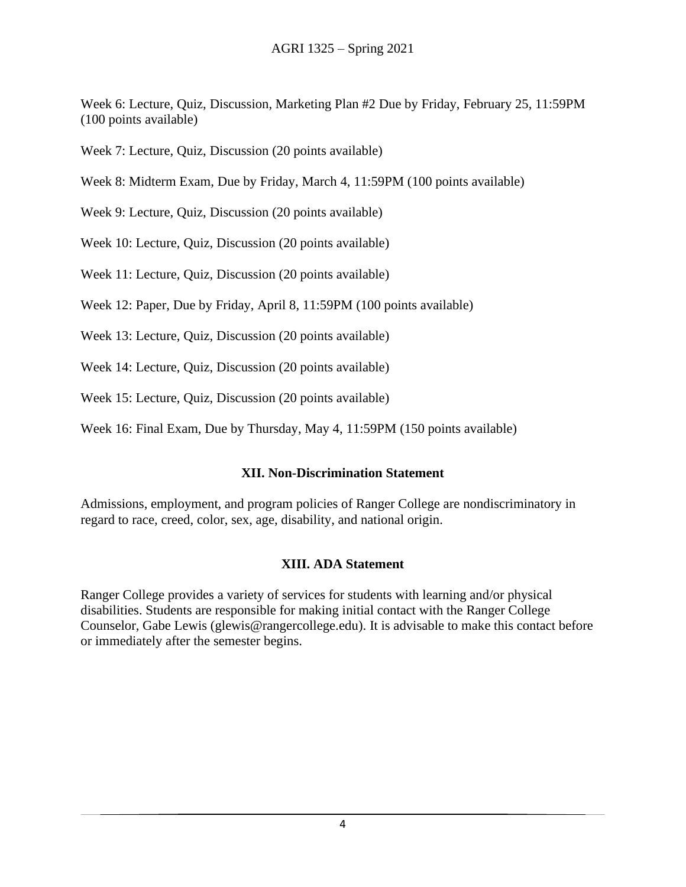Week 6: Lecture, Quiz, Discussion, Marketing Plan #2 Due by Friday, February 25, 11:59PM (100 points available)

Week 7: Lecture, Quiz, Discussion (20 points available)

Week 8: Midterm Exam, Due by Friday, March 4, 11:59PM (100 points available)

Week 9: Lecture, Quiz, Discussion (20 points available)

Week 10: Lecture, Quiz, Discussion (20 points available)

Week 11: Lecture, Quiz, Discussion (20 points available)

Week 12: Paper, Due by Friday, April 8, 11:59PM (100 points available)

Week 13: Lecture, Quiz, Discussion (20 points available)

Week 14: Lecture, Quiz, Discussion (20 points available)

Week 15: Lecture, Quiz, Discussion (20 points available)

Week 16: Final Exam, Due by Thursday, May 4, 11:59PM (150 points available)

## XII. Non-Discrimination Statement

Admissions, employment, and program policies of Ranger College are nondiscriminatory in regard to race, creed, color, sex, age, disability, and national origin.

## XIII. ADA Statement

Ranger College provides a variety of services for students with learning and/or physical disabilities. Students are responsible for making initial contact with the Ranger College Counselor, Gabe Lewis (glewis@rangercollege.edu). It is advisable to make this contact before or immediately after the semester begins.